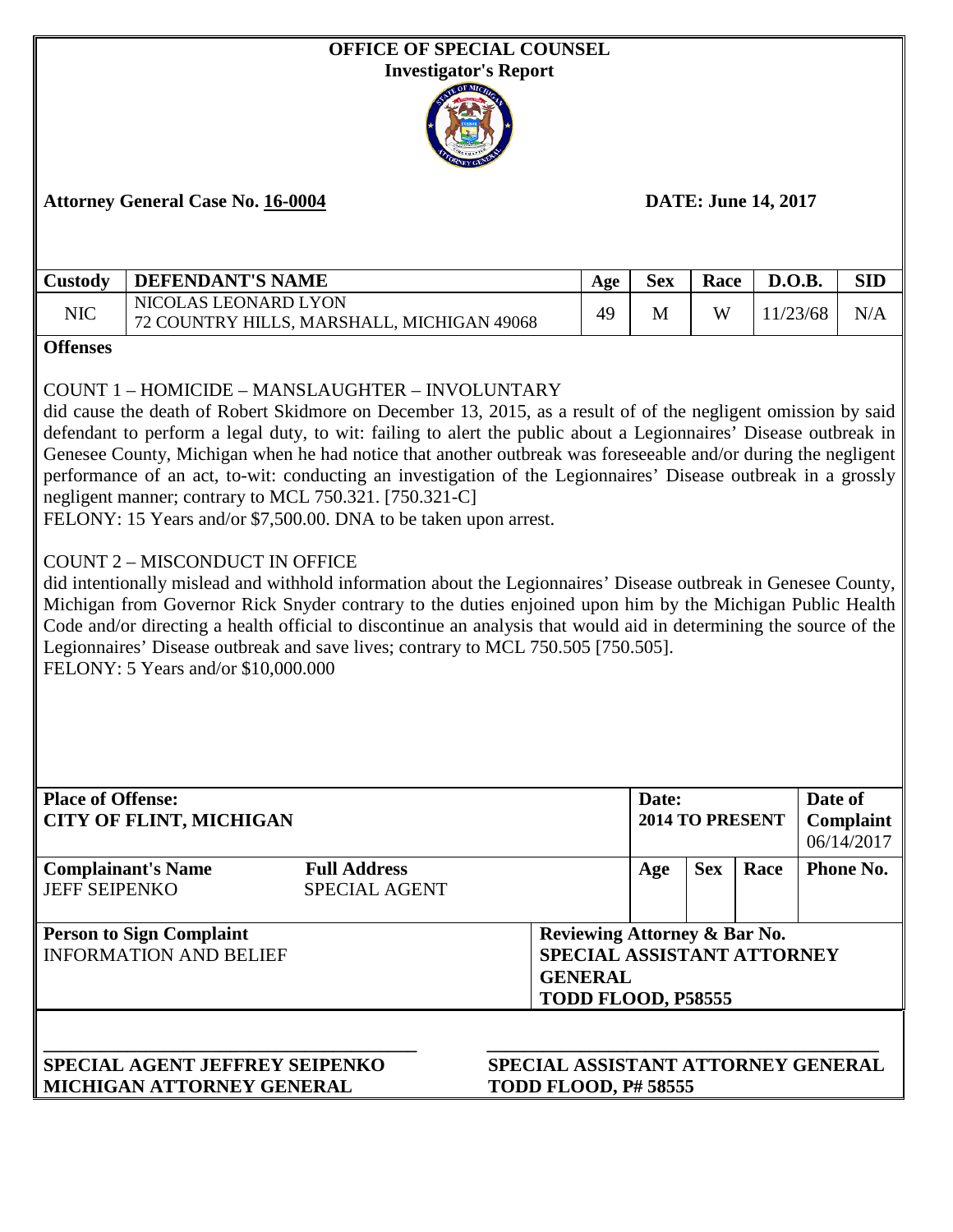**OFFICE OF SPECIAL COUNSEL**
**Investigator's Report**

**Attorney General Case No. 16-0004** **DATE: June 14, 2017**

| Custody | DEFENDANT'S NAME | Age | Sex | Race | D.O.B. | SID |
|---|---|---|---|---|---|---|
| NIC | NICOLAS LEONARD LYON<br>72 COUNTRY HILLS, MARSHALL, MICHIGAN 49068 | 49 | M | W | 11/23/68 | N/A |

**Offenses**

COUNT 1 – HOMICIDE – MANSLAUGHTER – INVOLUNTARY
did cause the death of Robert Skidmore on December 13, 2015, as a result of of the negligent omission by said defendant to perform a legal duty, to wit: failing to alert the public about a Legionnaires' Disease outbreak in Genesee County, Michigan when he had notice that another outbreak was foreseeable and/or during the negligent performance of an act, to-wit: conducting an investigation of the Legionnaires' Disease outbreak in a grossly negligent manner; contrary to MCL 750.321. [750.321-C]
FELONY: 15 Years and/or $7,500.00. DNA to be taken upon arrest.

COUNT 2 – MISCONDUCT IN OFFICE
did intentionally mislead and withhold information about the Legionnaires' Disease outbreak in Genesee County, Michigan from Governor Rick Snyder contrary to the duties enjoined upon him by the Michigan Public Health Code and/or directing a health official to discontinue an analysis that would aid in determining the source of the Legionnaires' Disease outbreak and save lives; contrary to MCL 750.505 [750.505].
FELONY: 5 Years and/or $10,000.000

| Place of Offense: | | Date: | | | Date of Complaint |
|---|---|---|---|---|---|
| **CITY OF FLINT, MICHIGAN** | | **2014 TO PRESENT** | | | 06/14/2017 |
| **Complainant's Name** | **Full Address** | **Age** | **Sex** | **Race** | **Phone No.** |
| JEFF SEIPENKO | SPECIAL AGENT | | | | |

| Person to Sign Complaint | Reviewing Attorney & Bar No. |
|---|---|
| INFORMATION AND BELIEF | **SPECIAL ASSISTANT ATTORNEY GENERAL**<br>**TODD FLOOD, P58555** |

\_\_\_\_\_\_\_\_\_\_\_\_\_\_\_\_\_\_\_\_\_\_\_\_\_\_\_\_\_\_\_\_\_\_
**SPECIAL AGENT JEFFREY SEIPENKO**
**MICHIGAN ATTORNEY GENERAL**

\_\_\_\_\_\_\_\_\_\_\_\_\_\_\_\_\_\_\_\_\_\_\_\_\_\_\_\_\_\_\_\_\_\_
**SPECIAL ASSISTANT ATTORNEY GENERAL**
**TODD FLOOD, P# 58555**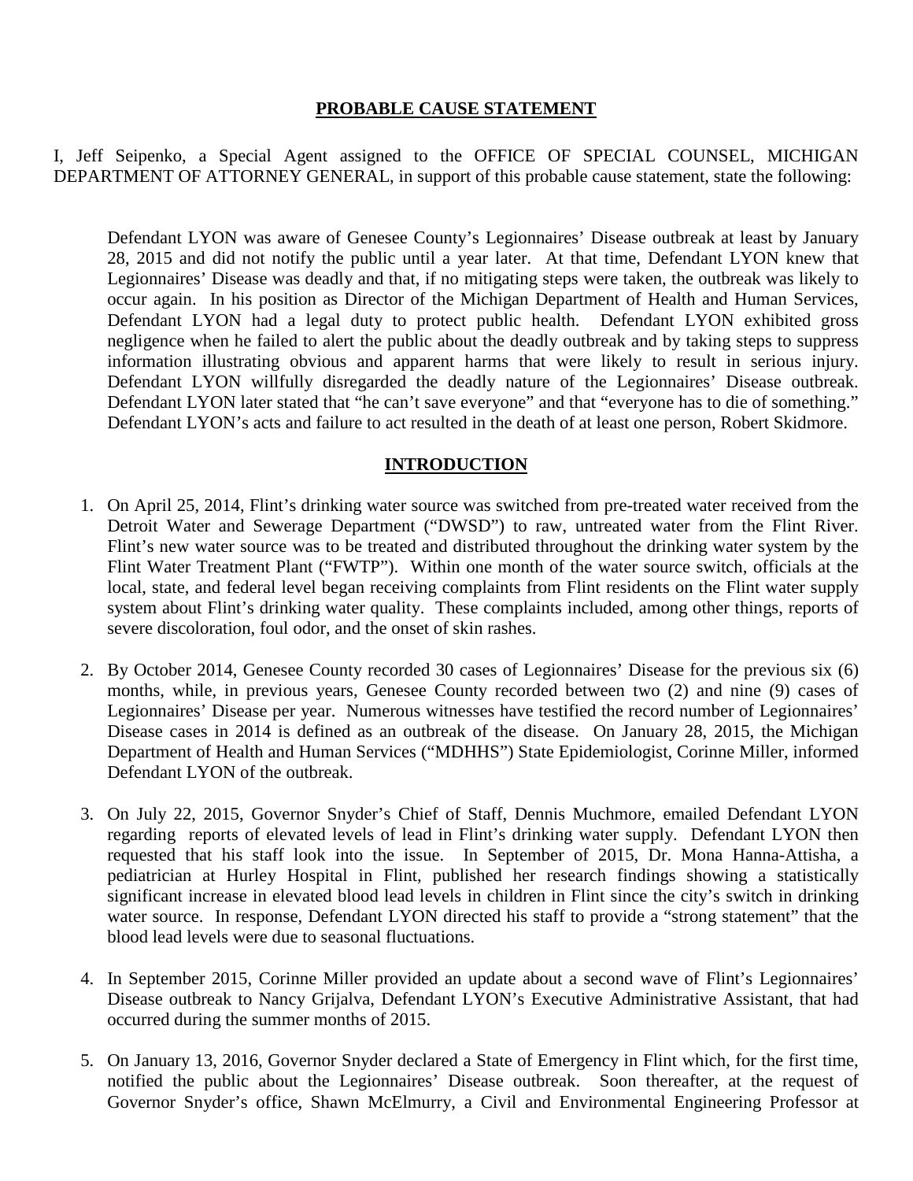## PROBABLE CAUSE STATEMENT

I, Jeff Seipenko, a Special Agent assigned to the OFFICE OF SPECIAL COUNSEL, MICHIGAN DEPARTMENT OF ATTORNEY GENERAL, in support of this probable cause statement, state the following:

Defendant LYON was aware of Genesee County's Legionnaires' Disease outbreak at least by January 28, 2015 and did not notify the public until a year later. At that time, Defendant LYON knew that Legionnaires' Disease was deadly and that, if no mitigating steps were taken, the outbreak was likely to occur again. In his position as Director of the Michigan Department of Health and Human Services, Defendant LYON had a legal duty to protect public health. Defendant LYON exhibited gross negligence when he failed to alert the public about the deadly outbreak and by taking steps to suppress information illustrating obvious and apparent harms that were likely to result in serious injury. Defendant LYON willfully disregarded the deadly nature of the Legionnaires' Disease outbreak. Defendant LYON later stated that "he can't save everyone" and that "everyone has to die of something." Defendant LYON's acts and failure to act resulted in the death of at least one person, Robert Skidmore.

## INTRODUCTION

1. On April 25, 2014, Flint's drinking water source was switched from pre-treated water received from the Detroit Water and Sewerage Department ("DWSD") to raw, untreated water from the Flint River. Flint's new water source was to be treated and distributed throughout the drinking water system by the Flint Water Treatment Plant ("FWTP"). Within one month of the water source switch, officials at the local, state, and federal level began receiving complaints from Flint residents on the Flint water supply system about Flint's drinking water quality. These complaints included, among other things, reports of severe discoloration, foul odor, and the onset of skin rashes.

2. By October 2014, Genesee County recorded 30 cases of Legionnaires' Disease for the previous six (6) months, while, in previous years, Genesee County recorded between two (2) and nine (9) cases of Legionnaires' Disease per year. Numerous witnesses have testified the record number of Legionnaires' Disease cases in 2014 is defined as an outbreak of the disease. On January 28, 2015, the Michigan Department of Health and Human Services ("MDHHS") State Epidemiologist, Corinne Miller, informed Defendant LYON of the outbreak.

3. On July 22, 2015, Governor Snyder's Chief of Staff, Dennis Muchmore, emailed Defendant LYON regarding reports of elevated levels of lead in Flint's drinking water supply. Defendant LYON then requested that his staff look into the issue. In September of 2015, Dr. Mona Hanna-Attisha, a pediatrician at Hurley Hospital in Flint, published her research findings showing a statistically significant increase in elevated blood lead levels in children in Flint since the city's switch in drinking water source. In response, Defendant LYON directed his staff to provide a "strong statement" that the blood lead levels were due to seasonal fluctuations.

4. In September 2015, Corinne Miller provided an update about a second wave of Flint's Legionnaires' Disease outbreak to Nancy Grijalva, Defendant LYON's Executive Administrative Assistant, that had occurred during the summer months of 2015.

5. On January 13, 2016, Governor Snyder declared a State of Emergency in Flint which, for the first time, notified the public about the Legionnaires' Disease outbreak. Soon thereafter, at the request of Governor Snyder's office, Shawn McElmurry, a Civil and Environmental Engineering Professor at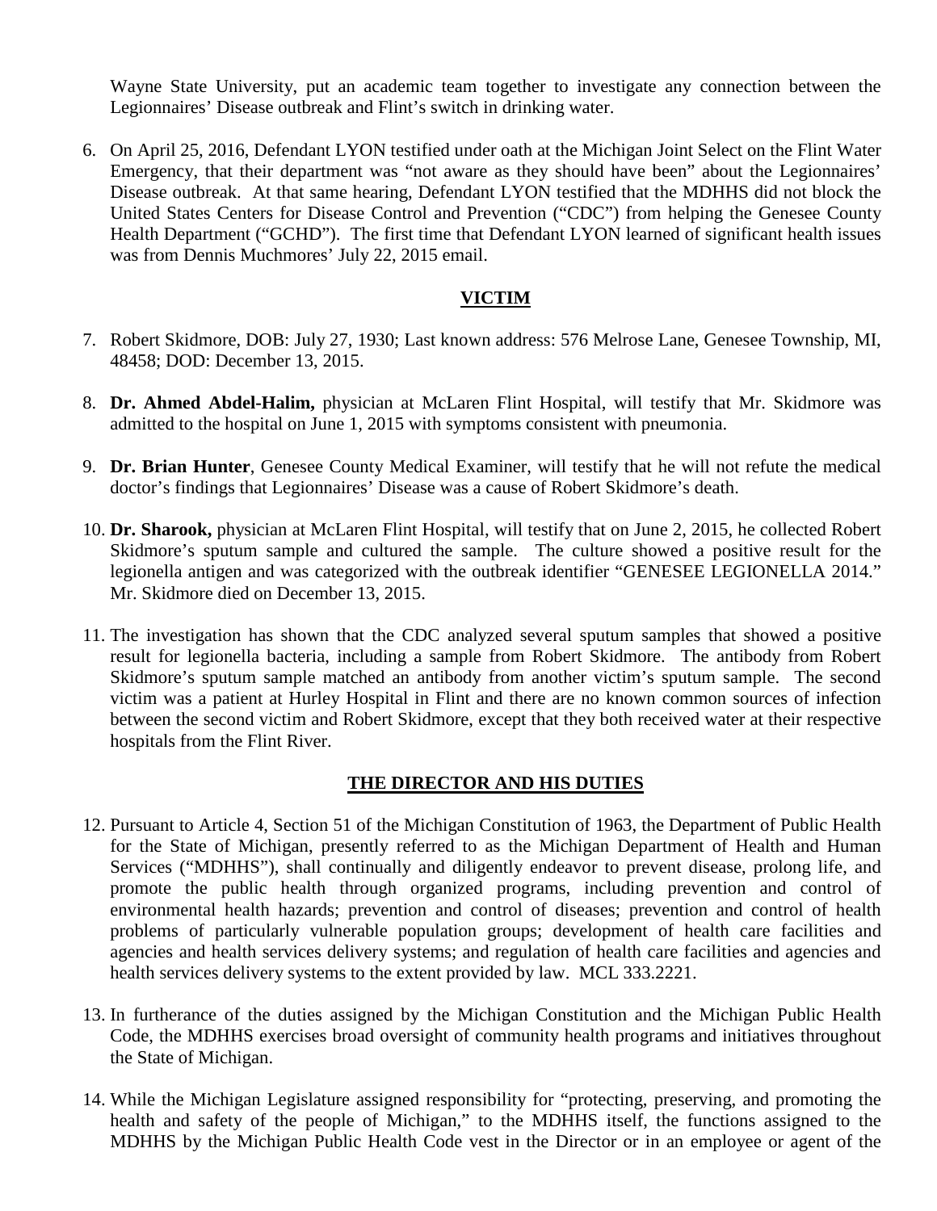Wayne State University, put an academic team together to investigate any connection between the Legionnaires' Disease outbreak and Flint's switch in drinking water.

6. On April 25, 2016, Defendant LYON testified under oath at the Michigan Joint Select on the Flint Water Emergency, that their department was "not aware as they should have been" about the Legionnaires' Disease outbreak. At that same hearing, Defendant LYON testified that the MDHHS did not block the United States Centers for Disease Control and Prevention ("CDC") from helping the Genesee County Health Department ("GCHD"). The first time that Defendant LYON learned of significant health issues was from Dennis Muchmores' July 22, 2015 email.

## VICTIM

7. Robert Skidmore, DOB: July 27, 1930; Last known address: 576 Melrose Lane, Genesee Township, MI, 48458; DOD: December 13, 2015.

8. **Dr. Ahmed Abdel-Halim,** physician at McLaren Flint Hospital, will testify that Mr. Skidmore was admitted to the hospital on June 1, 2015 with symptoms consistent with pneumonia.

9. **Dr. Brian Hunter**, Genesee County Medical Examiner, will testify that he will not refute the medical doctor's findings that Legionnaires' Disease was a cause of Robert Skidmore's death.

10. **Dr. Sharook,** physician at McLaren Flint Hospital, will testify that on June 2, 2015, he collected Robert Skidmore's sputum sample and cultured the sample. The culture showed a positive result for the legionella antigen and was categorized with the outbreak identifier "GENESEE LEGIONELLA 2014." Mr. Skidmore died on December 13, 2015.

11. The investigation has shown that the CDC analyzed several sputum samples that showed a positive result for legionella bacteria, including a sample from Robert Skidmore. The antibody from Robert Skidmore's sputum sample matched an antibody from another victim's sputum sample. The second victim was a patient at Hurley Hospital in Flint and there are no known common sources of infection between the second victim and Robert Skidmore, except that they both received water at their respective hospitals from the Flint River.

## THE DIRECTOR AND HIS DUTIES

12. Pursuant to Article 4, Section 51 of the Michigan Constitution of 1963, the Department of Public Health for the State of Michigan, presently referred to as the Michigan Department of Health and Human Services ("MDHHS"), shall continually and diligently endeavor to prevent disease, prolong life, and promote the public health through organized programs, including prevention and control of environmental health hazards; prevention and control of diseases; prevention and control of health problems of particularly vulnerable population groups; development of health care facilities and agencies and health services delivery systems; and regulation of health care facilities and agencies and health services delivery systems to the extent provided by law. MCL 333.2221.

13. In furtherance of the duties assigned by the Michigan Constitution and the Michigan Public Health Code, the MDHHS exercises broad oversight of community health programs and initiatives throughout the State of Michigan.

14. While the Michigan Legislature assigned responsibility for "protecting, preserving, and promoting the health and safety of the people of Michigan," to the MDHHS itself, the functions assigned to the MDHHS by the Michigan Public Health Code vest in the Director or in an employee or agent of the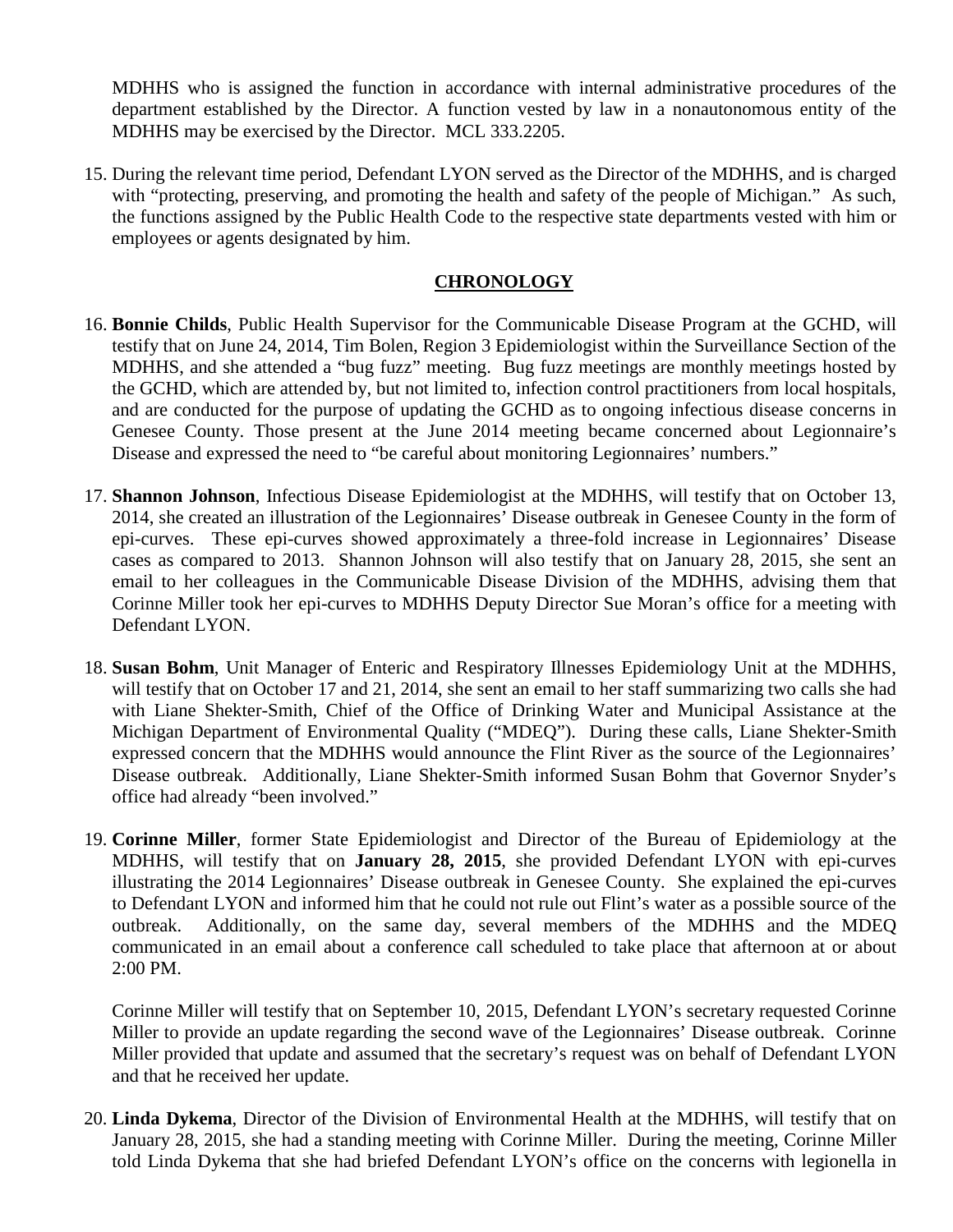MDHHS who is assigned the function in accordance with internal administrative procedures of the department established by the Director. A function vested by law in a nonautonomous entity of the MDHHS may be exercised by the Director. MCL 333.2205.

15. During the relevant time period, Defendant LYON served as the Director of the MDHHS, and is charged with "protecting, preserving, and promoting the health and safety of the people of Michigan." As such, the functions assigned by the Public Health Code to the respective state departments vested with him or employees or agents designated by him.

## CHRONOLOGY

16. **Bonnie Childs**, Public Health Supervisor for the Communicable Disease Program at the GCHD, will testify that on June 24, 2014, Tim Bolen, Region 3 Epidemiologist within the Surveillance Section of the MDHHS, and she attended a "bug fuzz" meeting. Bug fuzz meetings are monthly meetings hosted by the GCHD, which are attended by, but not limited to, infection control practitioners from local hospitals, and are conducted for the purpose of updating the GCHD as to ongoing infectious disease concerns in Genesee County. Those present at the June 2014 meeting became concerned about Legionnaire's Disease and expressed the need to "be careful about monitoring Legionnaires' numbers."

17. **Shannon Johnson**, Infectious Disease Epidemiologist at the MDHHS, will testify that on October 13, 2014, she created an illustration of the Legionnaires' Disease outbreak in Genesee County in the form of epi-curves. These epi-curves showed approximately a three-fold increase in Legionnaires' Disease cases as compared to 2013. Shannon Johnson will also testify that on January 28, 2015, she sent an email to her colleagues in the Communicable Disease Division of the MDHHS, advising them that Corinne Miller took her epi-curves to MDHHS Deputy Director Sue Moran's office for a meeting with Defendant LYON.

18. **Susan Bohm**, Unit Manager of Enteric and Respiratory Illnesses Epidemiology Unit at the MDHHS, will testify that on October 17 and 21, 2014, she sent an email to her staff summarizing two calls she had with Liane Shekter-Smith, Chief of the Office of Drinking Water and Municipal Assistance at the Michigan Department of Environmental Quality ("MDEQ"). During these calls, Liane Shekter-Smith expressed concern that the MDHHS would announce the Flint River as the source of the Legionnaires' Disease outbreak. Additionally, Liane Shekter-Smith informed Susan Bohm that Governor Snyder's office had already "been involved."

19. **Corinne Miller**, former State Epidemiologist and Director of the Bureau of Epidemiology at the MDHHS, will testify that on **January 28, 2015**, she provided Defendant LYON with epi-curves illustrating the 2014 Legionnaires' Disease outbreak in Genesee County. She explained the epi-curves to Defendant LYON and informed him that he could not rule out Flint's water as a possible source of the outbreak. Additionally, on the same day, several members of the MDHHS and the MDEQ communicated in an email about a conference call scheduled to take place that afternoon at or about 2:00 PM.

    Corinne Miller will testify that on September 10, 2015, Defendant LYON's secretary requested Corinne Miller to provide an update regarding the second wave of the Legionnaires' Disease outbreak. Corinne Miller provided that update and assumed that the secretary's request was on behalf of Defendant LYON and that he received her update.

20. **Linda Dykema**, Director of the Division of Environmental Health at the MDHHS, will testify that on January 28, 2015, she had a standing meeting with Corinne Miller. During the meeting, Corinne Miller told Linda Dykema that she had briefed Defendant LYON's office on the concerns with legionella in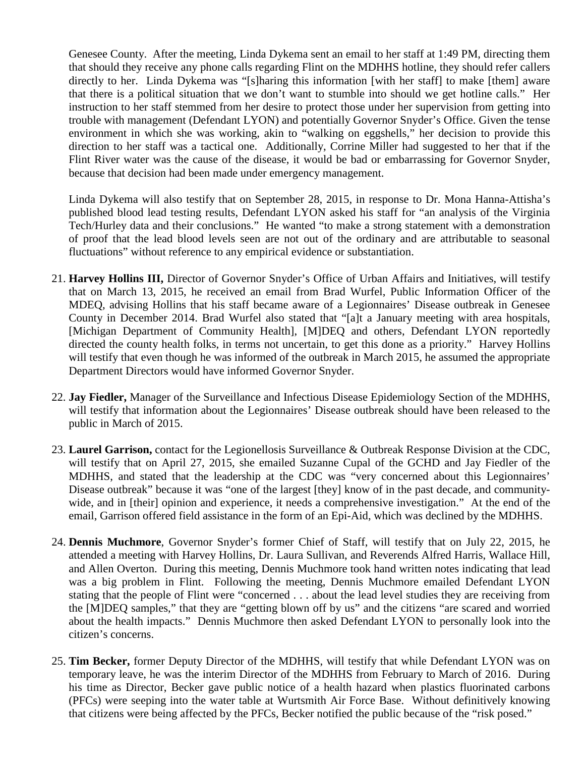Genesee County. After the meeting, Linda Dykema sent an email to her staff at 1:49 PM, directing them that should they receive any phone calls regarding Flint on the MDHHS hotline, they should refer callers directly to her. Linda Dykema was "[s]haring this information [with her staff] to make [them] aware that there is a political situation that we don't want to stumble into should we get hotline calls." Her instruction to her staff stemmed from her desire to protect those under her supervision from getting into trouble with management (Defendant LYON) and potentially Governor Snyder's Office. Given the tense environment in which she was working, akin to "walking on eggshells," her decision to provide this direction to her staff was a tactical one. Additionally, Corrine Miller had suggested to her that if the Flint River water was the cause of the disease, it would be bad or embarrassing for Governor Snyder, because that decision had been made under emergency management.

Linda Dykema will also testify that on September 28, 2015, in response to Dr. Mona Hanna-Attisha's published blood lead testing results, Defendant LYON asked his staff for "an analysis of the Virginia Tech/Hurley data and their conclusions." He wanted "to make a strong statement with a demonstration of proof that the lead blood levels seen are not out of the ordinary and are attributable to seasonal fluctuations" without reference to any empirical evidence or substantiation.

21. **Harvey Hollins III,** Director of Governor Snyder's Office of Urban Affairs and Initiatives, will testify that on March 13, 2015, he received an email from Brad Wurfel, Public Information Officer of the MDEQ, advising Hollins that his staff became aware of a Legionnaires' Disease outbreak in Genesee County in December 2014. Brad Wurfel also stated that "[a]t a January meeting with area hospitals, [Michigan Department of Community Health], [M]DEQ and others, Defendant LYON reportedly directed the county health folks, in terms not uncertain, to get this done as a priority." Harvey Hollins will testify that even though he was informed of the outbreak in March 2015, he assumed the appropriate Department Directors would have informed Governor Snyder.

22. **Jay Fiedler,** Manager of the Surveillance and Infectious Disease Epidemiology Section of the MDHHS, will testify that information about the Legionnaires' Disease outbreak should have been released to the public in March of 2015.

23. **Laurel Garrison,** contact for the Legionellosis Surveillance & Outbreak Response Division at the CDC, will testify that on April 27, 2015, she emailed Suzanne Cupal of the GCHD and Jay Fiedler of the MDHHS, and stated that the leadership at the CDC was "very concerned about this Legionnaires' Disease outbreak" because it was "one of the largest [they] know of in the past decade, and community-wide, and in [their] opinion and experience, it needs a comprehensive investigation." At the end of the email, Garrison offered field assistance in the form of an Epi-Aid, which was declined by the MDHHS.

24. **Dennis Muchmore**, Governor Snyder's former Chief of Staff, will testify that on July 22, 2015, he attended a meeting with Harvey Hollins, Dr. Laura Sullivan, and Reverends Alfred Harris, Wallace Hill, and Allen Overton. During this meeting, Dennis Muchmore took hand written notes indicating that lead was a big problem in Flint. Following the meeting, Dennis Muchmore emailed Defendant LYON stating that the people of Flint were "concerned . . . about the lead level studies they are receiving from the [M]DEQ samples," that they are "getting blown off by us" and the citizens "are scared and worried about the health impacts." Dennis Muchmore then asked Defendant LYON to personally look into the citizen's concerns.

25. **Tim Becker,** former Deputy Director of the MDHHS, will testify that while Defendant LYON was on temporary leave, he was the interim Director of the MDHHS from February to March of 2016. During his time as Director, Becker gave public notice of a health hazard when plastics fluorinated carbons (PFCs) were seeping into the water table at Wurtsmith Air Force Base. Without definitively knowing that citizens were being affected by the PFCs, Becker notified the public because of the "risk posed."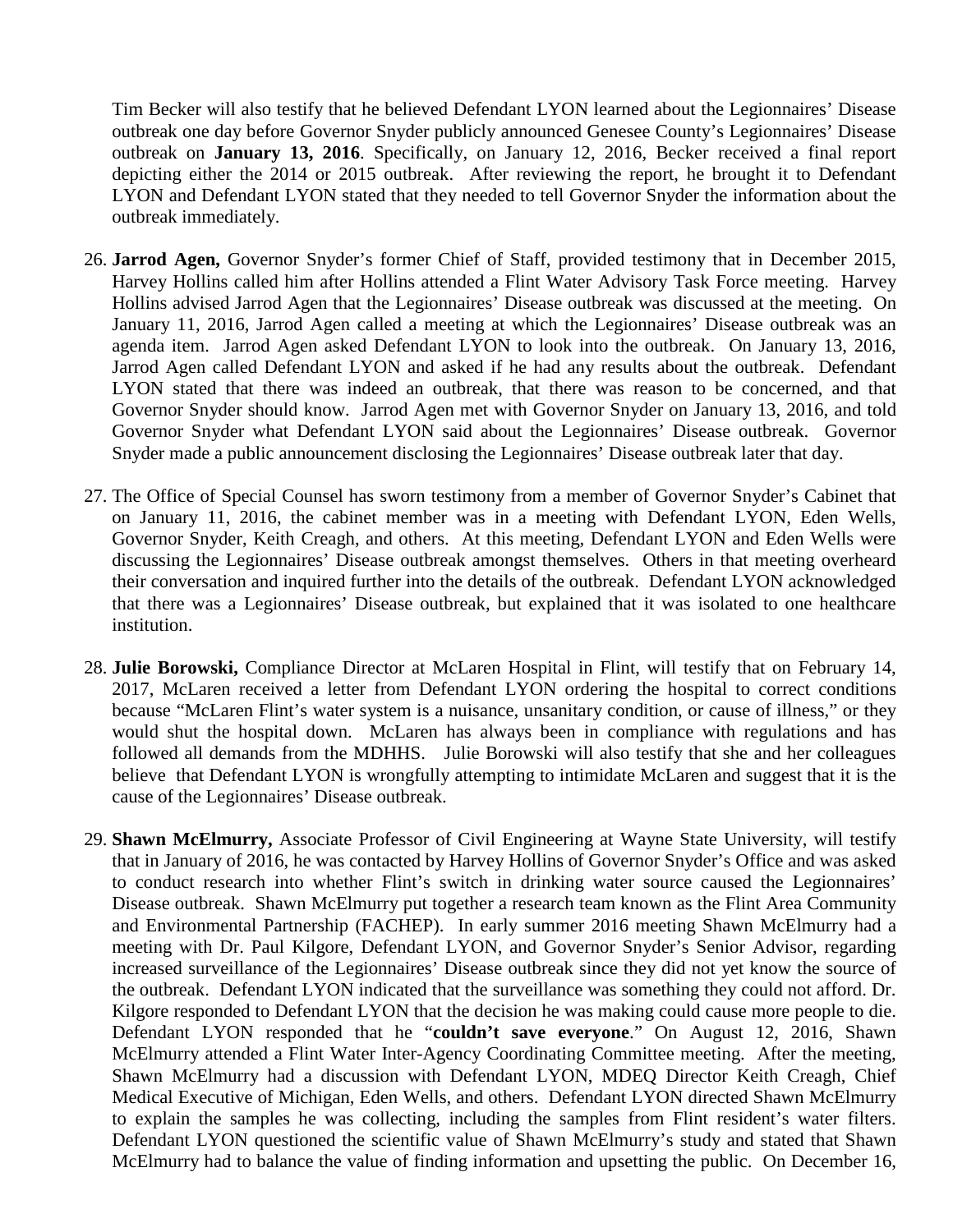Tim Becker will also testify that he believed Defendant LYON learned about the Legionnaires' Disease outbreak one day before Governor Snyder publicly announced Genesee County's Legionnaires' Disease outbreak on **January 13, 2016**. Specifically, on January 12, 2016, Becker received a final report depicting either the 2014 or 2015 outbreak. After reviewing the report, he brought it to Defendant LYON and Defendant LYON stated that they needed to tell Governor Snyder the information about the outbreak immediately.

26. **Jarrod Agen,** Governor Snyder's former Chief of Staff, provided testimony that in December 2015, Harvey Hollins called him after Hollins attended a Flint Water Advisory Task Force meeting. Harvey Hollins advised Jarrod Agen that the Legionnaires' Disease outbreak was discussed at the meeting. On January 11, 2016, Jarrod Agen called a meeting at which the Legionnaires' Disease outbreak was an agenda item. Jarrod Agen asked Defendant LYON to look into the outbreak. On January 13, 2016, Jarrod Agen called Defendant LYON and asked if he had any results about the outbreak. Defendant LYON stated that there was indeed an outbreak, that there was reason to be concerned, and that Governor Snyder should know. Jarrod Agen met with Governor Snyder on January 13, 2016, and told Governor Snyder what Defendant LYON said about the Legionnaires' Disease outbreak. Governor Snyder made a public announcement disclosing the Legionnaires' Disease outbreak later that day.

27. The Office of Special Counsel has sworn testimony from a member of Governor Snyder's Cabinet that on January 11, 2016, the cabinet member was in a meeting with Defendant LYON, Eden Wells, Governor Snyder, Keith Creagh, and others. At this meeting, Defendant LYON and Eden Wells were discussing the Legionnaires' Disease outbreak amongst themselves. Others in that meeting overheard their conversation and inquired further into the details of the outbreak. Defendant LYON acknowledged that there was a Legionnaires' Disease outbreak, but explained that it was isolated to one healthcare institution.

28. **Julie Borowski,** Compliance Director at McLaren Hospital in Flint, will testify that on February 14, 2017, McLaren received a letter from Defendant LYON ordering the hospital to correct conditions because "McLaren Flint's water system is a nuisance, unsanitary condition, or cause of illness," or they would shut the hospital down. McLaren has always been in compliance with regulations and has followed all demands from the MDHHS. Julie Borowski will also testify that she and her colleagues believe that Defendant LYON is wrongfully attempting to intimidate McLaren and suggest that it is the cause of the Legionnaires' Disease outbreak.

29. **Shawn McElmurry,** Associate Professor of Civil Engineering at Wayne State University, will testify that in January of 2016, he was contacted by Harvey Hollins of Governor Snyder's Office and was asked to conduct research into whether Flint's switch in drinking water source caused the Legionnaires' Disease outbreak. Shawn McElmurry put together a research team known as the Flint Area Community and Environmental Partnership (FACHEP). In early summer 2016 meeting Shawn McElmurry had a meeting with Dr. Paul Kilgore, Defendant LYON, and Governor Snyder's Senior Advisor, regarding increased surveillance of the Legionnaires' Disease outbreak since they did not yet know the source of the outbreak. Defendant LYON indicated that the surveillance was something they could not afford. Dr. Kilgore responded to Defendant LYON that the decision he was making could cause more people to die. Defendant LYON responded that he "**couldn't save everyone**." On August 12, 2016, Shawn McElmurry attended a Flint Water Inter-Agency Coordinating Committee meeting. After the meeting, Shawn McElmurry had a discussion with Defendant LYON, MDEQ Director Keith Creagh, Chief Medical Executive of Michigan, Eden Wells, and others. Defendant LYON directed Shawn McElmurry to explain the samples he was collecting, including the samples from Flint resident's water filters. Defendant LYON questioned the scientific value of Shawn McElmurry's study and stated that Shawn McElmurry had to balance the value of finding information and upsetting the public. On December 16,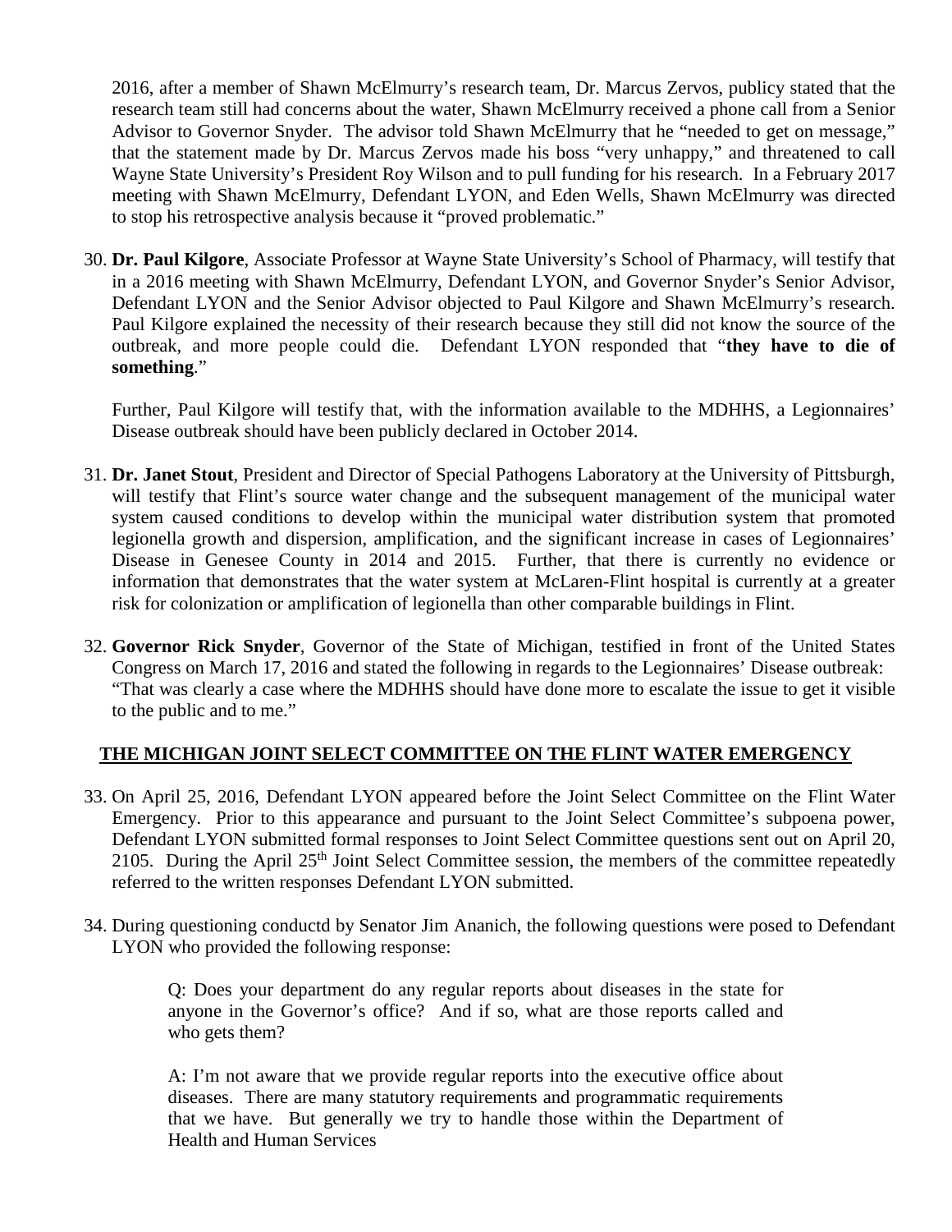2016, after a member of Shawn McElmurry's research team, Dr. Marcus Zervos, publicy stated that the research team still had concerns about the water, Shawn McElmurry received a phone call from a Senior Advisor to Governor Snyder. The advisor told Shawn McElmurry that he "needed to get on message," that the statement made by Dr. Marcus Zervos made his boss "very unhappy," and threatened to call Wayne State University's President Roy Wilson and to pull funding for his research. In a February 2017 meeting with Shawn McElmurry, Defendant LYON, and Eden Wells, Shawn McElmurry was directed to stop his retrospective analysis because it "proved problematic."

30. **Dr. Paul Kilgore**, Associate Professor at Wayne State University's School of Pharmacy, will testify that in a 2016 meeting with Shawn McElmurry, Defendant LYON, and Governor Snyder's Senior Advisor, Defendant LYON and the Senior Advisor objected to Paul Kilgore and Shawn McElmurry's research. Paul Kilgore explained the necessity of their research because they still did not know the source of the outbreak, and more people could die. Defendant LYON responded that "**they have to die of something**."

    Further, Paul Kilgore will testify that, with the information available to the MDHHS, a Legionnaires' Disease outbreak should have been publicly declared in October 2014.

31. **Dr. Janet Stout**, President and Director of Special Pathogens Laboratory at the University of Pittsburgh, will testify that Flint's source water change and the subsequent management of the municipal water system caused conditions to develop within the municipal water distribution system that promoted legionella growth and dispersion, amplification, and the significant increase in cases of Legionnaires' Disease in Genesee County in 2014 and 2015. Further, that there is currently no evidence or information that demonstrates that the water system at McLaren-Flint hospital is currently at a greater risk for colonization or amplification of legionella than other comparable buildings in Flint.

32. **Governor Rick Snyder**, Governor of the State of Michigan, testified in front of the United States Congress on March 17, 2016 and stated the following in regards to the Legionnaires' Disease outbreak: "That was clearly a case where the MDHHS should have done more to escalate the issue to get it visible to the public and to me."

## THE MICHIGAN JOINT SELECT COMMITTEE ON THE FLINT WATER EMERGENCY

33. On April 25, 2016, Defendant LYON appeared before the Joint Select Committee on the Flint Water Emergency. Prior to this appearance and pursuant to the Joint Select Committee's subpoena power, Defendant LYON submitted formal responses to Joint Select Committee questions sent out on April 20, 2105. During the April 25th Joint Select Committee session, the members of the committee repeatedly referred to the written responses Defendant LYON submitted.

34. During questioning conductd by Senator Jim Ananich, the following questions were posed to Defendant LYON who provided the following response:

    > Q: Does your department do any regular reports about diseases in the state for anyone in the Governor's office? And if so, what are those reports called and who gets them?
    >
    > A: I'm not aware that we provide regular reports into the executive office about diseases. There are many statutory requirements and programmatic requirements that we have. But generally we try to handle those within the Department of Health and Human Services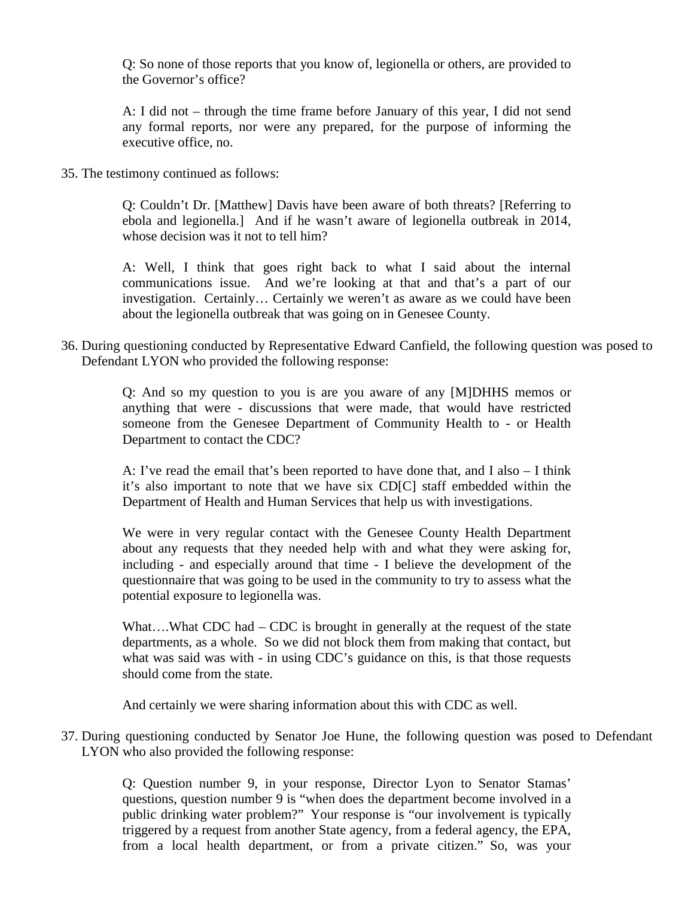> Q: So none of those reports that you know of, legionella or others, are provided to the Governor's office?
>
> A: I did not – through the time frame before January of this year, I did not send any formal reports, nor were any prepared, for the purpose of informing the executive office, no.

35. The testimony continued as follows:

> Q: Couldn't Dr. [Matthew] Davis have been aware of both threats? [Referring to ebola and legionella.] And if he wasn't aware of legionella outbreak in 2014, whose decision was it not to tell him?
>
> A: Well, I think that goes right back to what I said about the internal communications issue. And we're looking at that and that's a part of our investigation. Certainly… Certainly we weren't as aware as we could have been about the legionella outbreak that was going on in Genesee County.

36. During questioning conducted by Representative Edward Canfield, the following question was posed to Defendant LYON who provided the following response:

> Q: And so my question to you is are you aware of any [M]DHHS memos or anything that were - discussions that were made, that would have restricted someone from the Genesee Department of Community Health to - or Health Department to contact the CDC?
>
> A: I've read the email that's been reported to have done that, and I also – I think it's also important to note that we have six CD[C] staff embedded within the Department of Health and Human Services that help us with investigations.
>
> We were in very regular contact with the Genesee County Health Department about any requests that they needed help with and what they were asking for, including - and especially around that time - I believe the development of the questionnaire that was going to be used in the community to try to assess what the potential exposure to legionella was.
>
> What….What CDC had – CDC is brought in generally at the request of the state departments, as a whole. So we did not block them from making that contact, but what was said was with - in using CDC's guidance on this, is that those requests should come from the state.
>
> And certainly we were sharing information about this with CDC as well.

37. During questioning conducted by Senator Joe Hune, the following question was posed to Defendant LYON who also provided the following response:

> Q: Question number 9, in your response, Director Lyon to Senator Stamas' questions, question number 9 is "when does the department become involved in a public drinking water problem?" Your response is "our involvement is typically triggered by a request from another State agency, from a federal agency, the EPA, from a local health department, or from a private citizen." So, was your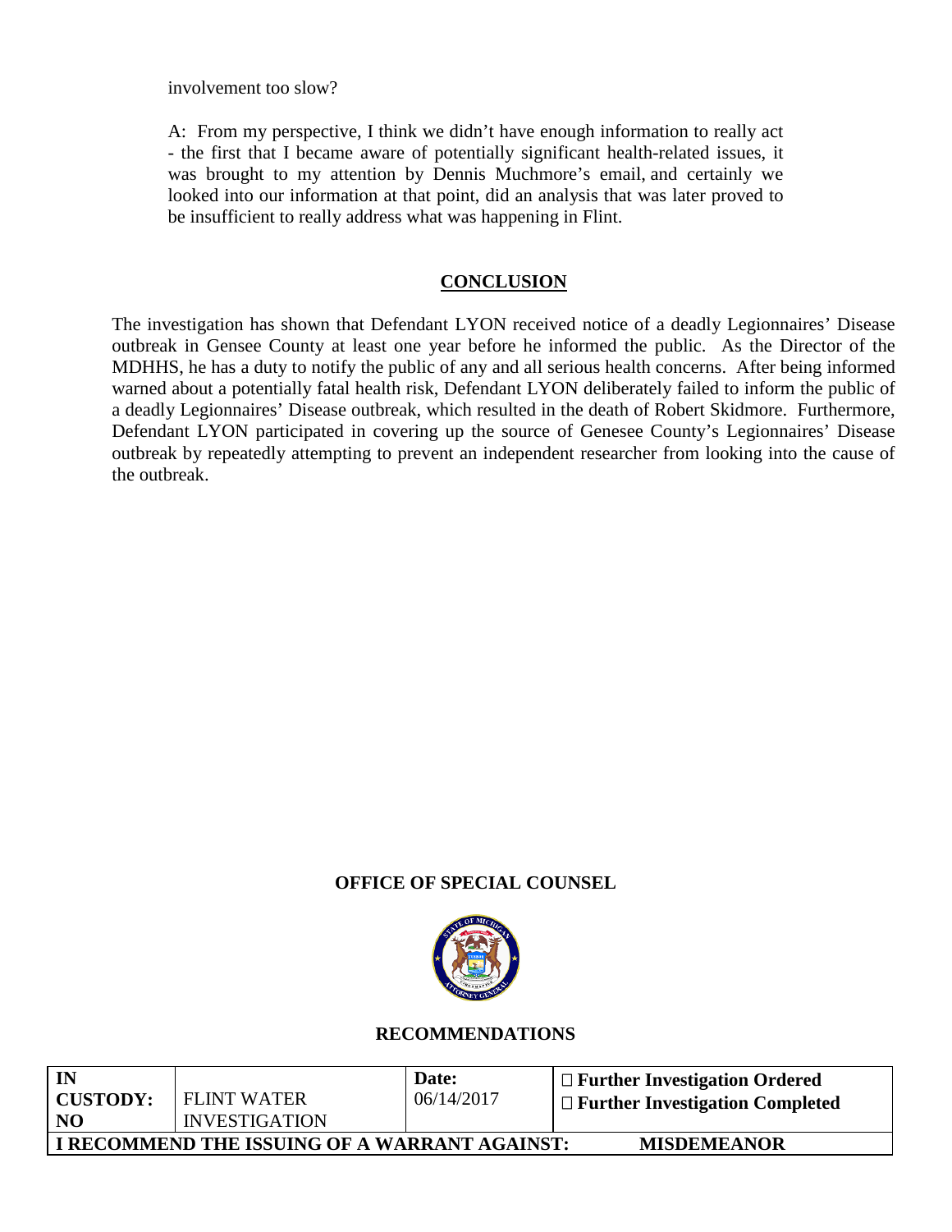involvement too slow?

A: From my perspective, I think we didn't have enough information to really act - the first that I became aware of potentially significant health-related issues, it was brought to my attention by Dennis Muchmore's email, and certainly we looked into our information at that point, did an analysis that was later proved to be insufficient to really address what was happening in Flint.

## CONCLUSION

The investigation has shown that Defendant LYON received notice of a deadly Legionnaires' Disease outbreak in Gensee County at least one year before he informed the public. As the Director of the MDHHS, he has a duty to notify the public of any and all serious health concerns. After being informed warned about a potentially fatal health risk, Defendant LYON deliberately failed to inform the public of a deadly Legionnaires' Disease outbreak, which resulted in the death of Robert Skidmore. Furthermore, Defendant LYON participated in covering up the source of Genesee County's Legionnaires' Disease outbreak by repeatedly attempting to prevent an independent researcher from looking into the cause of the outbreak.

**OFFICE OF SPECIAL COUNSEL**

**RECOMMENDATIONS**

| **IN CUSTODY: NO** | FLINT WATER INVESTIGATION | **Date:** 06/14/2017 | ☐ **Further Investigation Ordered** ☐ **Further Investigation Completed** |
|---|---|---|---|
| **I RECOMMEND THE ISSUING OF A WARRANT AGAINST:** | | | **MISDEMEANOR** |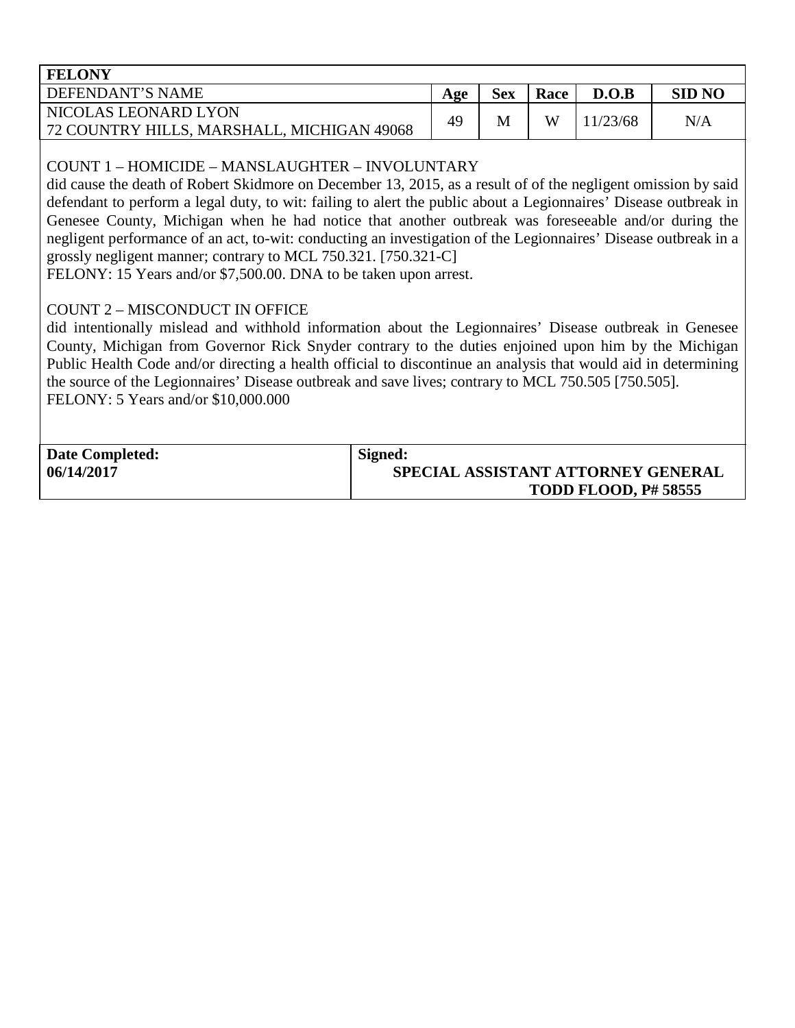| FELONY | | | | | |
|---|---|---|---|---|---|
| DEFENDANT'S NAME | **Age** | **Sex** | **Race** | **D.O.B** | **SID NO** |
| NICOLAS LEONARD LYON<br>72 COUNTRY HILLS, MARSHALL, MICHIGAN 49068 | 49 | M | W | 11/23/68 | N/A |

COUNT 1 – HOMICIDE – MANSLAUGHTER – INVOLUNTARY

did cause the death of Robert Skidmore on December 13, 2015, as a result of of the negligent omission by said defendant to perform a legal duty, to wit: failing to alert the public about a Legionnaires' Disease outbreak in Genesee County, Michigan when he had notice that another outbreak was foreseeable and/or during the negligent performance of an act, to-wit: conducting an investigation of the Legionnaires' Disease outbreak in a grossly negligent manner; contrary to MCL 750.321. [750.321-C]

FELONY: 15 Years and/or $7,500.00. DNA to be taken upon arrest.

COUNT 2 – MISCONDUCT IN OFFICE

did intentionally mislead and withhold information about the Legionnaires' Disease outbreak in Genesee County, Michigan from Governor Rick Snyder contrary to the duties enjoined upon him by the Michigan Public Health Code and/or directing a health official to discontinue an analysis that would aid in determining the source of the Legionnaires' Disease outbreak and save lives; contrary to MCL 750.505 [750.505].

FELONY: 5 Years and/or $10,000.000

| **Date Completed:**<br>**06/14/2017** | **Signed:**<br>**SPECIAL ASSISTANT ATTORNEY GENERAL**<br>**TODD FLOOD, P# 58555** |
|---|---|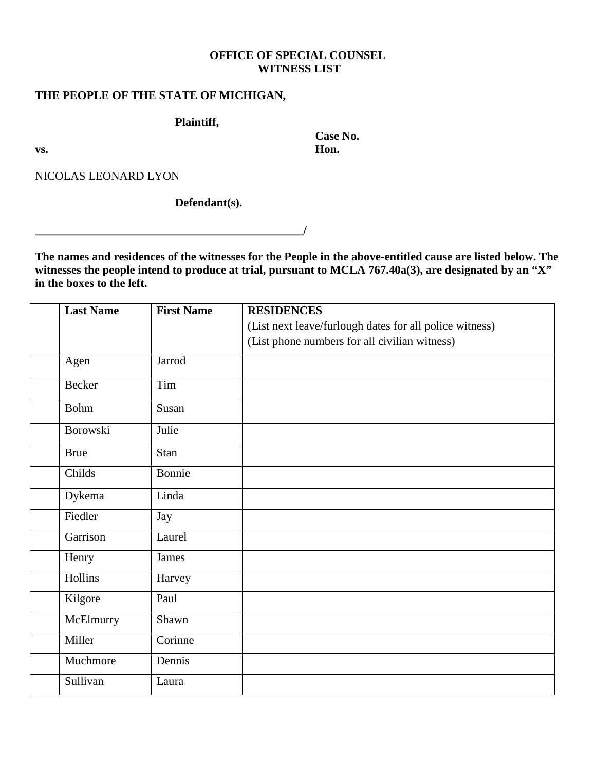**OFFICE OF SPECIAL COUNSEL**
**WITNESS LIST**

**THE PEOPLE OF THE STATE OF MICHIGAN,**

**Plaintiff,**

**Case No.**

**vs.** **Hon.**

NICOLAS LEONARD LYON

**Defendant(s).**

**_______________________________________________/**

**The names and residences of the witnesses for the People in the above-entitled cause are listed below. The witnesses the people intend to produce at trial, pursuant to MCLA 767.40a(3), are designated by an "X" in the boxes to the left.**

| | **Last Name** | **First Name** | **RESIDENCES** (List next leave/furlough dates for all police witness) (List phone numbers for all civilian witness) |
|---|---|---|---|
| | Agen | Jarrod | |
| | Becker | Tim | |
| | Bohm | Susan | |
| | Borowski | Julie | |
| | Brue | Stan | |
| | Childs | Bonnie | |
| | Dykema | Linda | |
| | Fiedler | Jay | |
| | Garrison | Laurel | |
| | Henry | James | |
| | Hollins | Harvey | |
| | Kilgore | Paul | |
| | McElmurry | Shawn | |
| | Miller | Corinne | |
| | Muchmore | Dennis | |
| | Sullivan | Laura | |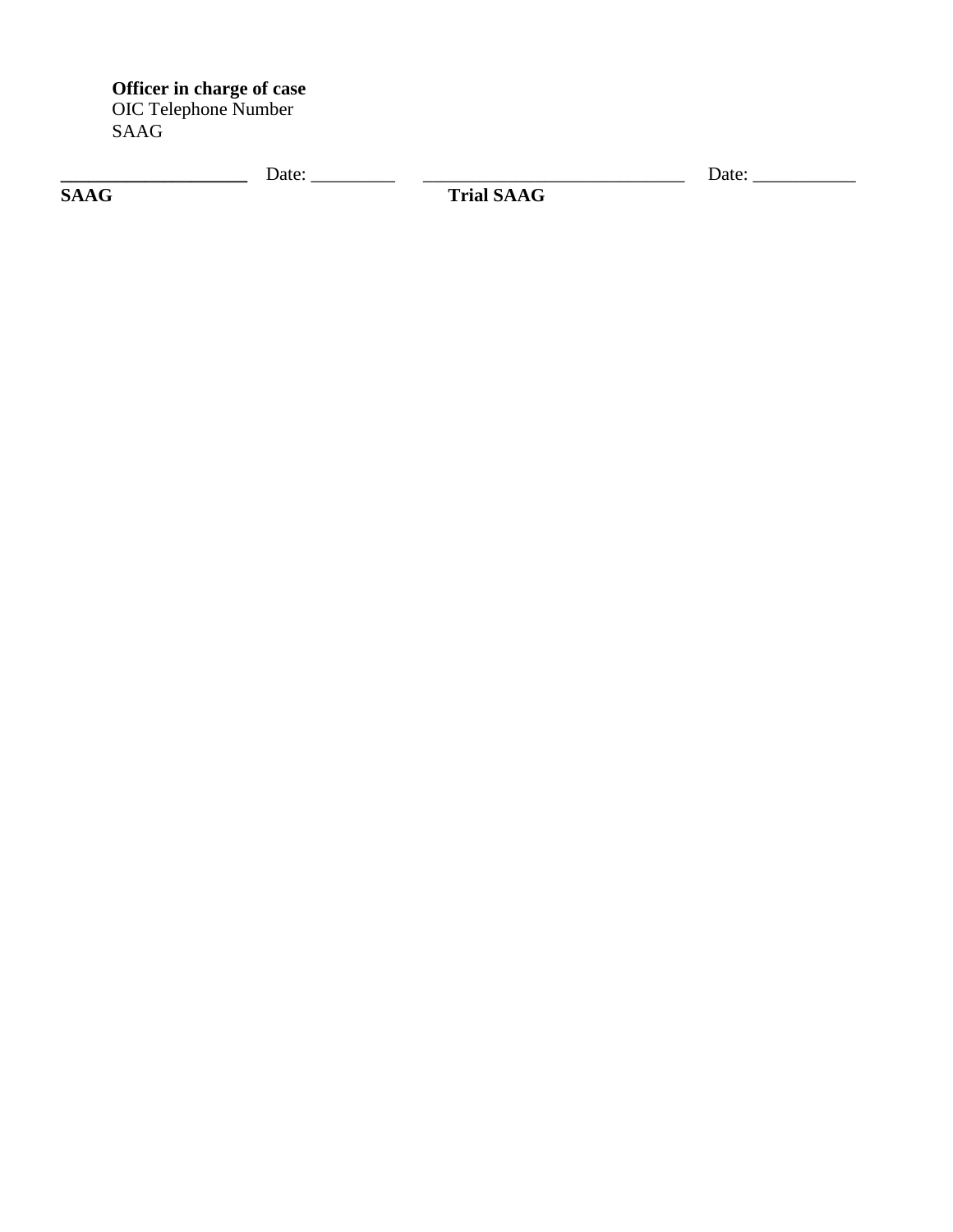**Officer in charge of case**
OIC Telephone Number
SAAG

___________________ Date: _________ ____________________________ Date: ___________
**SAAG** **Trial SAAG**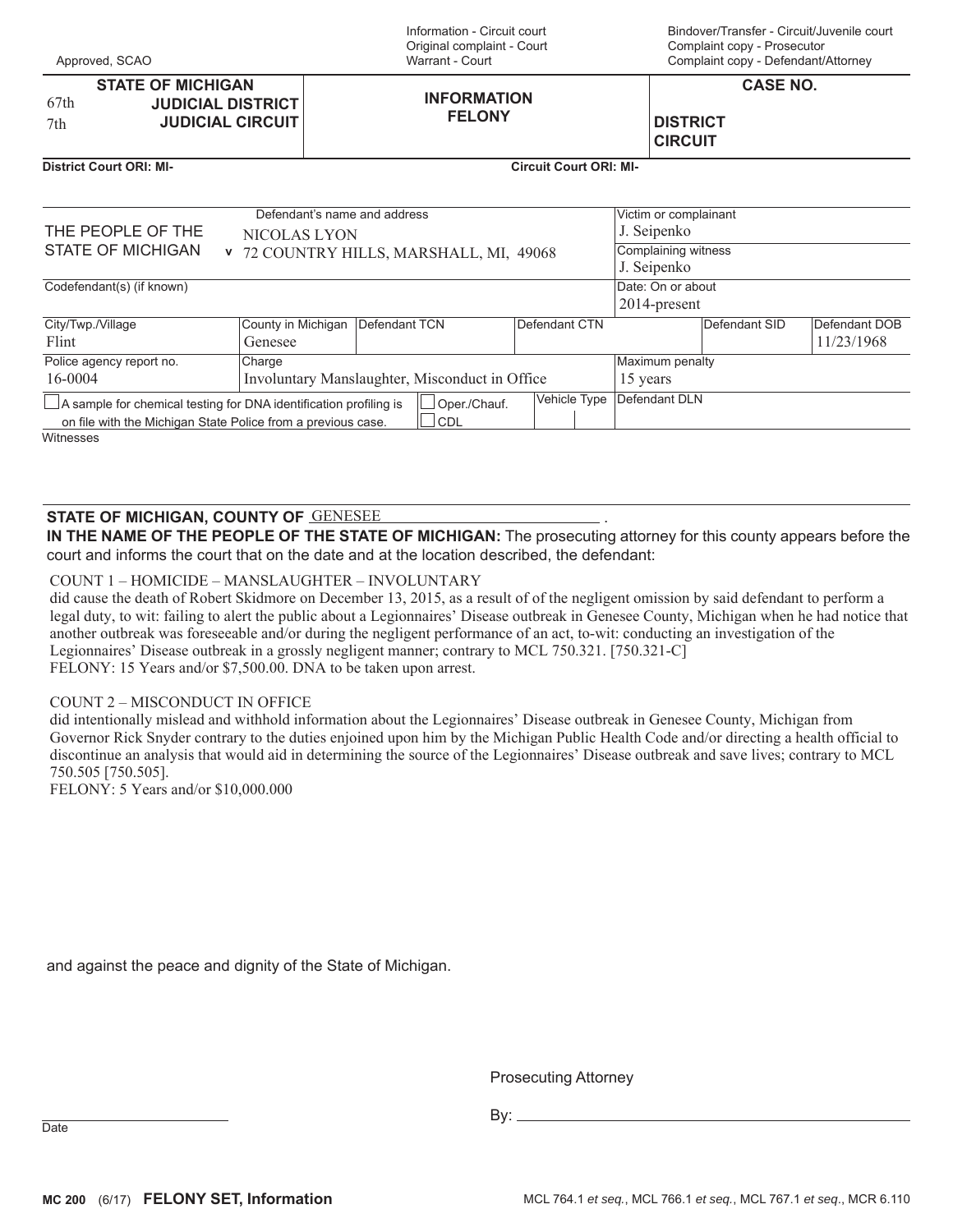Approved, SCAO

Information - Circuit court
Original complaint - Court
Warrant - Court

Bindover/Transfer - Circuit/Juvenile court
Complaint copy - Prosecutor
Complaint copy - Defendant/Attorney

| STATE OF MICHIGAN<br>67th JUDICIAL DISTRICT<br>7th JUDICIAL CIRCUIT | INFORMATION<br>FELONY | CASE NO.<br><br>DISTRICT<br>CIRCUIT |
|---|---|---|

**District Court ORI: MI-** **Circuit Court ORI: MI-**

| THE PEOPLE OF THE STATE OF MICHIGAN v | Defendant's name and address<br>NICOLAS LYON<br>72 COUNTRY HILLS, MARSHALL, MI, 49068 | Victim or complainant<br>J. Seipenko<br>Complaining witness<br>J. Seipenko |
|---|---|---|
| Codefendant(s) (if known) | | Date: On or about<br>2014-present |

| City/Twp./Village | County in Michigan | Defendant TCN | Defendant CTN | Defendant SID | Defendant DOB |
|---|---|---|---|---|---|
| Flint | Genesee | | | | 11/23/1968 |

| Police agency report no. | Charge | Maximum penalty |
|---|---|---|
| 16-0004 | Involuntary Manslaughter, Misconduct in Office | 15 years |

| ☐ A sample for chemical testing for DNA identification profiling is on file with the Michigan State Police from a previous case. | ☐ Oper./Chauf.<br>☐ CDL | Vehicle Type | Defendant DLN |
|---|---|---|---|

Witnesses

**STATE OF MICHIGAN, COUNTY OF** GENESEE .

**IN THE NAME OF THE PEOPLE OF THE STATE OF MICHIGAN:** The prosecuting attorney for this county appears before the court and informs the court that on the date and at the location described, the defendant:

COUNT 1 – HOMICIDE – MANSLAUGHTER – INVOLUNTARY
did cause the death of Robert Skidmore on December 13, 2015, as a result of of the negligent omission by said defendant to perform a legal duty, to wit: failing to alert the public about a Legionnaires' Disease outbreak in Genesee County, Michigan when he had notice that another outbreak was foreseeable and/or during the negligent performance of an act, to-wit: conducting an investigation of the Legionnaires' Disease outbreak in a grossly negligent manner; contrary to MCL 750.321. [750.321-C]
FELONY: 15 Years and/or $7,500.00. DNA to be taken upon arrest.

COUNT 2 – MISCONDUCT IN OFFICE
did intentionally mislead and withhold information about the Legionnaires' Disease outbreak in Genesee County, Michigan from Governor Rick Snyder contrary to the duties enjoined upon him by the Michigan Public Health Code and/or directing a health official to discontinue an analysis that would aid in determining the source of the Legionnaires' Disease outbreak and save lives; contrary to MCL 750.505 [750.505].
FELONY: 5 Years and/or $10,000.000

and against the peace and dignity of the State of Michigan.

Prosecuting Attorney

By: ______________________

Date ______________________

**MC 200** (6/17) **FELONY SET, Information** MCL 764.1 *et seq.*, MCL 766.1 *et seq.*, MCL 767.1 *et seq.*, MCR 6.110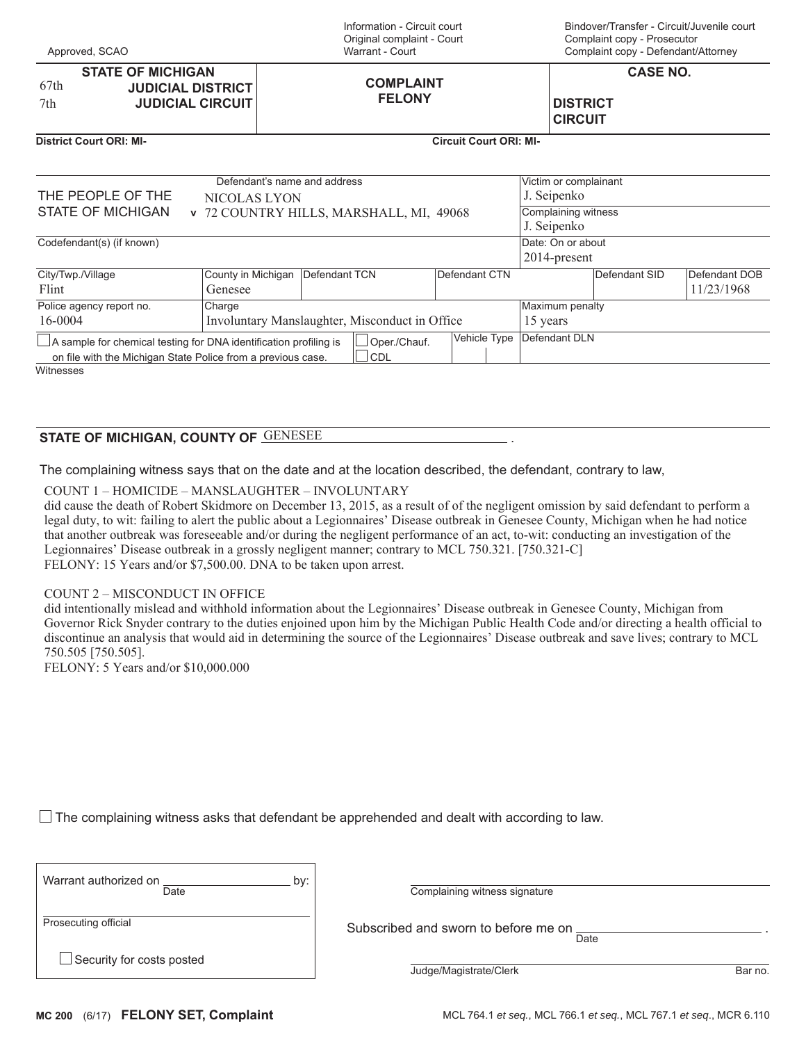Approved, SCAO

Information - Circuit court
Original complaint - Court
Warrant - Court

Bindover/Transfer - Circuit/Juvenile court
Complaint copy - Prosecutor
Complaint copy - Defendant/Attorney

| STATE OF MICHIGAN<br>67th JUDICIAL DISTRICT<br>7th JUDICIAL CIRCUIT | COMPLAINT<br>FELONY | CASE NO.<br><br>DISTRICT<br>CIRCUIT |
|---|---|---|

District Court ORI: MI-    Circuit Court ORI: MI-

| THE PEOPLE OF THE STATE OF MICHIGAN | v | Defendant's name and address<br>NICOLAS LYON<br>72 COUNTRY HILLS, MARSHALL, MI, 49068 | Victim or complainant<br>J. Seipenko<br><br>Complaining witness<br>J. Seipenko |
|---|---|---|---|
| Codefendant(s) (if known) | | | Date: On or about<br>2014-present |

| City/Twp./Village | County in Michigan | Defendant TCN | Defendant CTN | Defendant SID | Defendant DOB |
|---|---|---|---|---|---|
| Flint | Genesee | | | | 11/23/1968 |

| Police agency report no. | Charge | Maximum penalty |
|---|---|---|
| 16-0004 | Involuntary Manslaughter, Misconduct in Office | 15 years |

☐ A sample for chemical testing for DNA identification profiling is on file with the Michigan State Police from a previous case. ☐ Oper./Chauf. ☐ CDL    Vehicle Type    Defendant DLN

Witnesses

**STATE OF MICHIGAN, COUNTY OF** GENESEE .

The complaining witness says that on the date and at the location described, the defendant, contrary to law,

COUNT 1 – HOMICIDE – MANSLAUGHTER – INVOLUNTARY
did cause the death of Robert Skidmore on December 13, 2015, as a result of of of the negligent omission by said defendant to perform a legal duty, to wit: failing to alert the public about a Legionnaires' Disease outbreak in Genesee County, Michigan when he had notice that another outbreak was foreseeable and/or during the negligent performance of an act, to-wit: conducting an investigation of the Legionnaires' Disease outbreak in a grossly negligent manner; contrary to MCL 750.321. [750.321-C]
FELONY: 15 Years and/or $7,500.00. DNA to be taken upon arrest.

COUNT 2 – MISCONDUCT IN OFFICE
did intentionally mislead and withhold information about the Legionnaires' Disease outbreak in Genesee County, Michigan from Governor Rick Snyder contrary to the duties enjoined upon him by the Michigan Public Health Code and/or directing a health official to discontinue an analysis that would aid in determining the source of the Legionnaires' Disease outbreak and save lives; contrary to MCL 750.505 [750.505].
FELONY: 5 Years and/or $10,000.000

☐ The complaining witness asks that defendant be apprehended and dealt with according to law.

Warrant authorized on ____________ by:
Date

Prosecuting official

☐ Security for costs posted

Complaining witness signature

Subscribed and sworn to before me on ____________ .
Date

Judge/Magistrate/Clerk    Bar no.

MC 200 (6/17) **FELONY SET, Complaint**    MCL 764.1 *et seq.*, MCL 766.1 *et seq.*, MCL 767.1 *et seq.*, MCR 6.110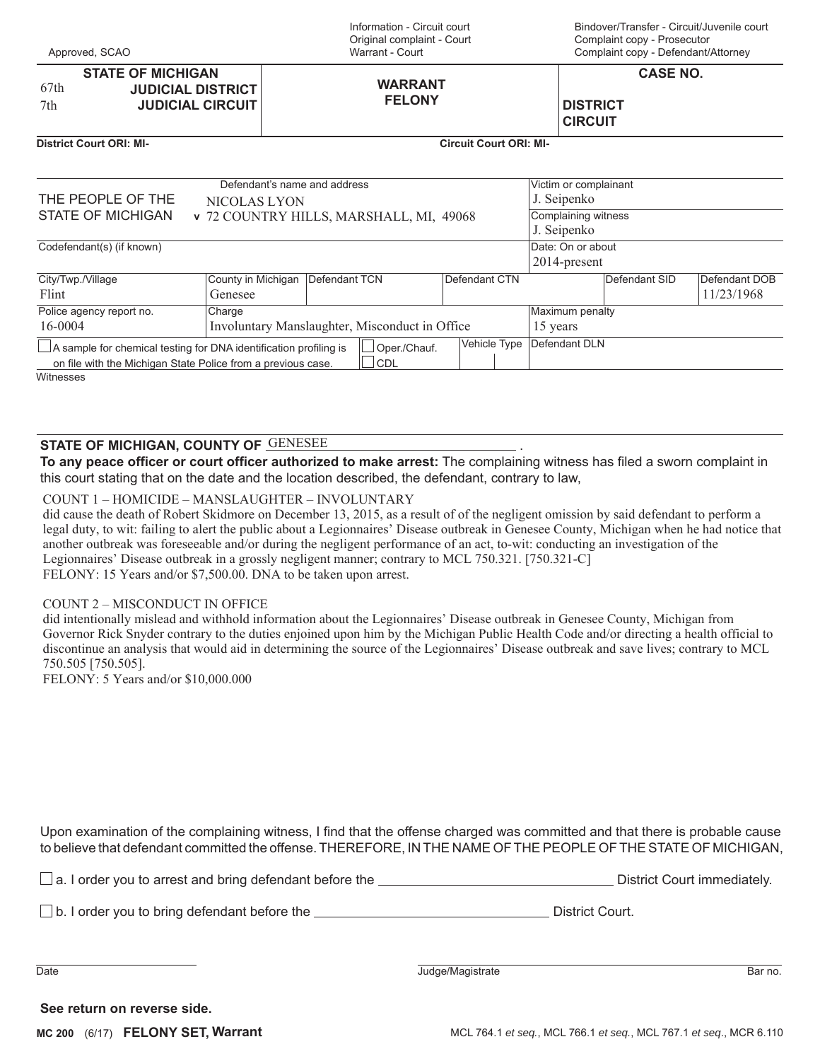Approved, SCAO

Information - Circuit court
Original complaint - Court
Warrant - Court

Bindover/Transfer - Circuit/Juvenile court
Complaint copy - Prosecutor
Complaint copy - Defendant/Attorney

| STATE OF MICHIGAN<br>67th JUDICIAL DISTRICT<br>7th JUDICIAL CIRCUIT | **WARRANT FELONY** | **CASE NO.**<br>**DISTRICT**<br>**CIRCUIT** |
|---|---|---|

**District Court ORI: MI-** **Circuit Court ORI: MI-**

| THE PEOPLE OF THE STATE OF MICHIGAN | Defendant's name and address<br>v NICOLAS LYON<br>72 COUNTRY HILLS, MARSHALL, MI, 49068 | | | Victim or complainant<br>J. Seipenko<br>Complaining witness<br>J. Seipenko | |
|---|---|---|---|---|---|
| Codefendant(s) (if known) | | | | Date: On or about<br>2014-present | |
| City/Twp./Village<br>Flint | County in Michigan<br>Genesee | Defendant TCN | Defendant CTN | Defendant SID | Defendant DOB<br>11/23/1968 |
| Police agency report no.<br>16-0004 | Charge<br>Involuntary Manslaughter, Misconduct in Office | | | Maximum penalty<br>15 years | |
| ☐ A sample for chemical testing for DNA identification profiling is on file with the Michigan State Police from a previous case. | ☐ Oper./Chauf.<br>☐ CDL | Vehicle Type | | Defendant DLN | |

Witnesses

**STATE OF MICHIGAN, COUNTY OF** GENESEE .

**To any peace officer or court officer authorized to make arrest:** The complaining witness has filed a sworn complaint in this court stating that on the date and the location described, the defendant, contrary to law,

COUNT 1 – HOMICIDE – MANSLAUGHTER – INVOLUNTARY
did cause the death of Robert Skidmore on December 13, 2015, as a result of of the negligent omission by said defendant to perform a legal duty, to wit: failing to alert the public about a Legionnaires' Disease outbreak in Genesee County, Michigan when he had notice that another outbreak was foreseeable and/or during the negligent performance of an act, to-wit: conducting an investigation of the Legionnaires' Disease outbreak in a grossly negligent manner; contrary to MCL 750.321. [750.321-C]
FELONY: 15 Years and/or $7,500.00. DNA to be taken upon arrest.

COUNT 2 – MISCONDUCT IN OFFICE
did intentionally mislead and withhold information about the Legionnaires' Disease outbreak in Genesee County, Michigan from Governor Rick Snyder contrary to the duties enjoined upon him by the Michigan Public Health Code and/or directing a health official to discontinue an analysis that would aid in determining the source of the Legionnaires' Disease outbreak and save lives; contrary to MCL 750.505 [750.505].
FELONY: 5 Years and/or $10,000.000

Upon examination of the complaining witness, I find that the offense charged was committed and that there is probable cause to believe that defendant committed the offense. THEREFORE, IN THE NAME OF THE PEOPLE OF THE STATE OF MICHIGAN,

☐ a. I order you to arrest and bring defendant before the ______________________ District Court immediately.

☐ b. I order you to bring defendant before the ______________________ District Court.

Date ______________ Judge/Magistrate ______________ Bar no.

**See return on reverse side.**

**MC 200** (6/17) **FELONY SET, Warrant** MCL 764.1 *et seq.*, MCL 766.1 *et seq.*, MCL 767.1 *et seq.*, MCR 6.110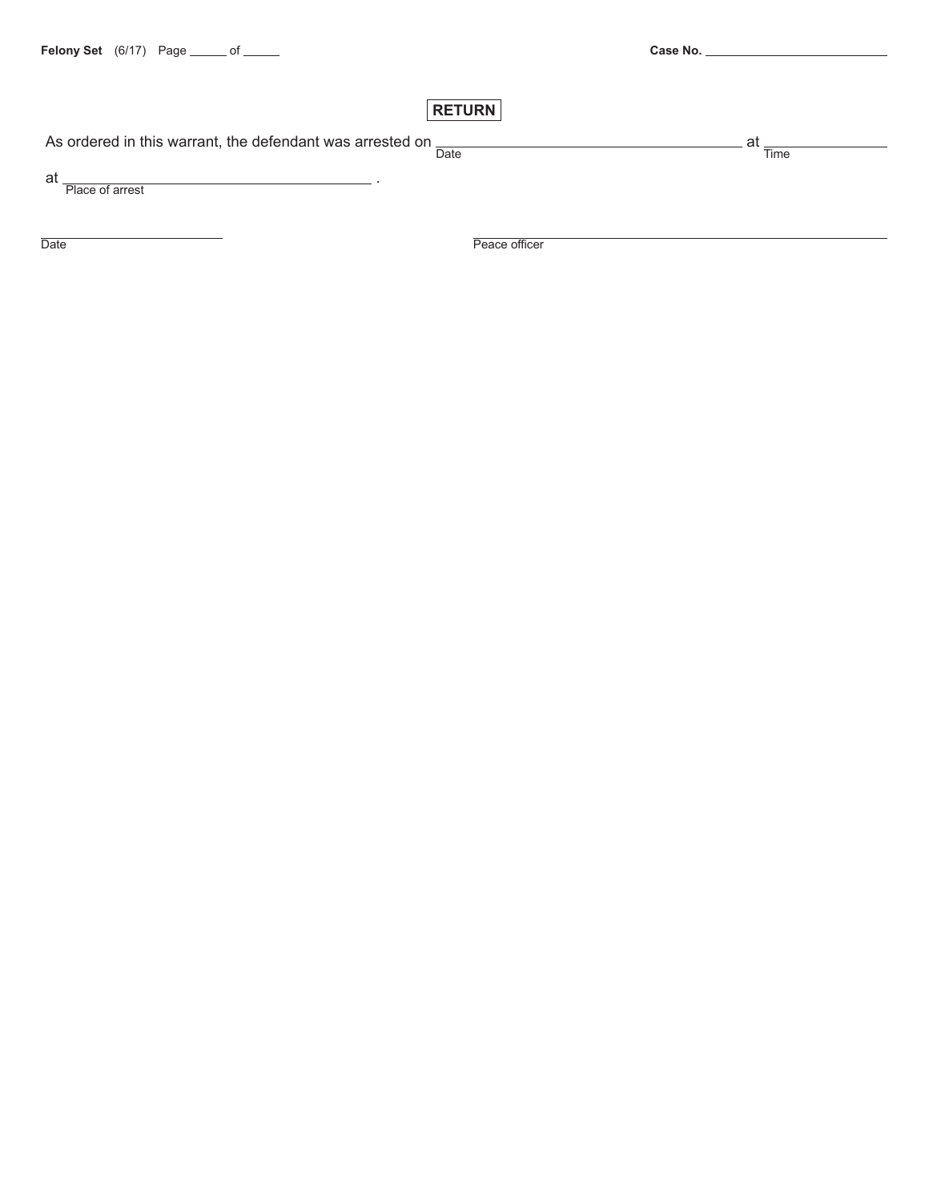Case No. ____________________

## RETURN

As ordered in this warrant, the defendant was arrested on ______________________ at ____________
 Date Time

at ______________________________ .
 Place of arrest

______________________ ______________________________
Date Peace officer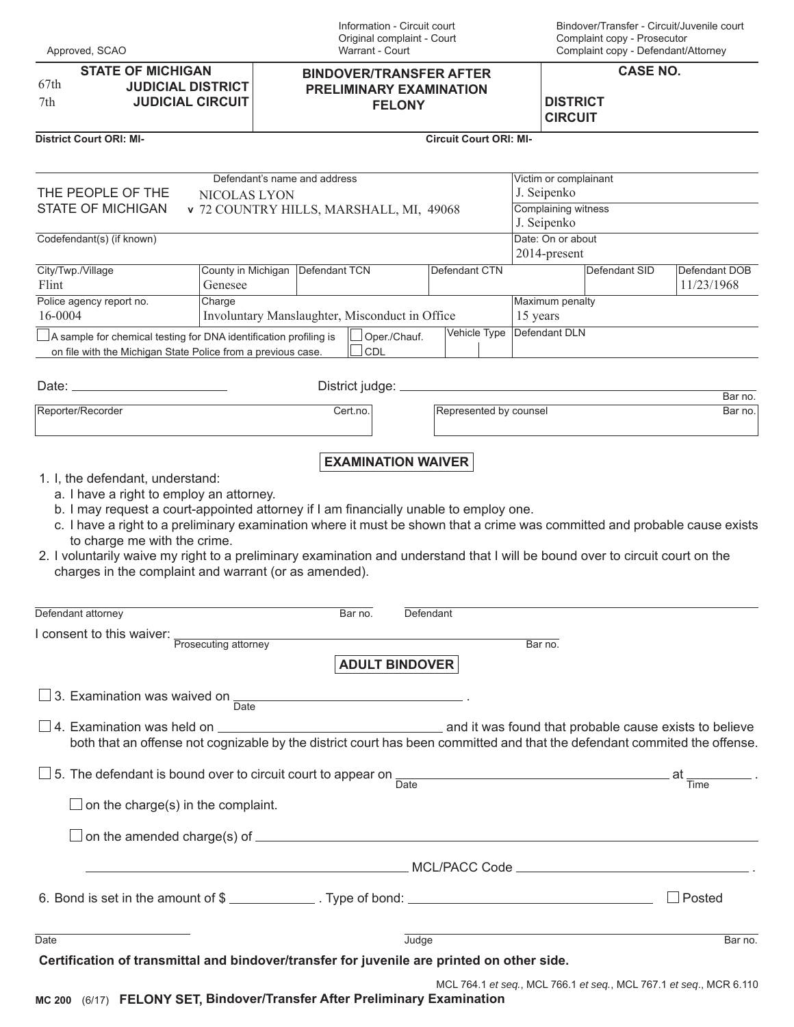Approved, SCAO

Information - Circuit court
Original complaint - Court
Warrant - Court

Bindover/Transfer - Circuit/Juvenile court
Complaint copy - Prosecutor
Complaint copy - Defendant/Attorney

| STATE OF MICHIGAN<br>67th JUDICIAL DISTRICT<br>7th JUDICIAL CIRCUIT | **BINDOVER/TRANSFER AFTER PRELIMINARY EXAMINATION FELONY** | **CASE NO.**<br><br>**DISTRICT**<br>**CIRCUIT** |
|---|---|---|

**District Court ORI: MI-** **Circuit Court ORI: MI-**

| | | | |
|---|---|---|---|
| THE PEOPLE OF THE STATE OF MICHIGAN | v | Defendant's name and address<br>NICOLAS LYON<br>72 COUNTRY HILLS, MARSHALL, MI, 49068 | Victim or complainant<br>J. Seipenko<br>Complaining witness<br>J. Seipenko |
| Codefendant(s) (if known) | | | Date: On or about<br>2014-present |

| City/Twp./Village | County in Michigan | Defendant TCN | Defendant CTN | Defendant SID | Defendant DOB |
|---|---|---|---|---|---|
| Flint | Genesee | | | | 11/23/1968 |

| Police agency report no. | Charge | Maximum penalty |
|---|---|---|
| 16-0004 | Involuntary Manslaughter, Misconduct in Office | 15 years |

| | | | |
|---|---|---|---|
| ☐ A sample for chemical testing for DNA identification profiling is on file with the Michigan State Police from a previous case. | ☐ Oper./Chauf.<br>☐ CDL | Vehicle Type | Defendant DLN |

Date: ____________ District judge: ____________ Bar no.

| Reporter/Recorder | Cert.no. | Represented by counsel | Bar no. |
|---|---|---|---|
| | | | |

## EXAMINATION WAIVER

1. I, the defendant, understand:
   a. I have a right to employ an attorney.
   b. I may request a court-appointed attorney if I am financially unable to employ one.
   c. I have a right to a preliminary examination where it must be shown that a crime was committed and probable cause exists to charge me with the crime.
2. I voluntarily waive my right to a preliminary examination and understand that I will be bound over to circuit court on the charges in the complaint and warrant (or as amended).

_______________ Bar no. _______________
Defendant attorney Defendant

I consent to this waiver: _______________ Bar no.
Prosecuting attorney

## ADULT BINDOVER

☐ 3. Examination was waived on _______________ (Date) .

☐ 4. Examination was held on _______________ and it was found that probable cause exists to believe both that an offense not cognizable by the district court has been committed and that the defendant commited the offense.

☐ 5. The defendant is bound over to circuit court to appear on _______________ (Date) at _______ (Time) .

☐ on the charge(s) in the complaint.

☐ on the amended charge(s) of _______________

_______________ MCL/PACC Code _______________ .

6. Bond is set in the amount of $ __________ . Type of bond: _______________ ☐ Posted

_______________ _______________ Bar no.
Date Judge

**Certification of transmittal and bindover/transfer for juvenile are printed on other side.**

MCL 764.1 *et seq.*, MCL 766.1 *et seq.*, MCL 767.1 *et seq.*, MCR 6.110

**MC 200** (6/17) **FELONY SET, Bindover/Transfer After Preliminary Examination**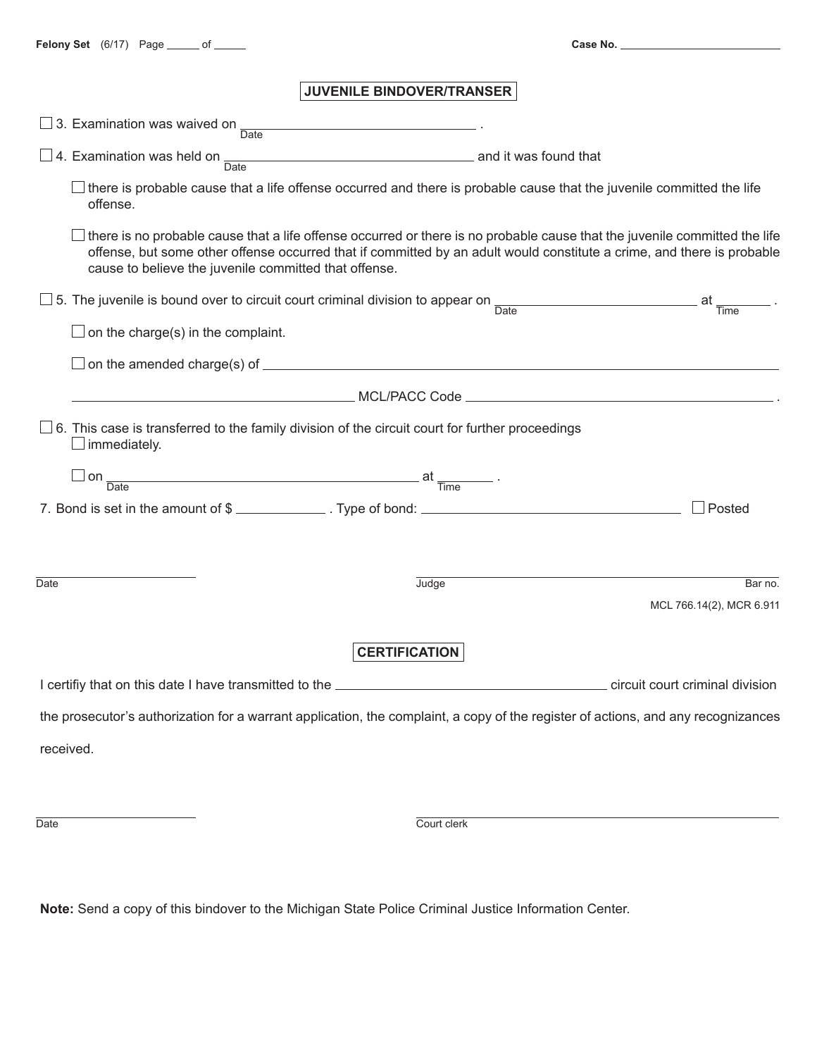Case No. ______________________

## JUVENILE BINDOVER/TRANSER

☐ 3. Examination was waived on ______________________ (Date) .

☐ 4. Examination was held on ______________________ (Date) and it was found that

☐ there is probable cause that a life offense occurred and there is probable cause that the juvenile committed the life offense.

☐ there is no probable cause that a life offense occurred or there is no probable cause that the juvenile committed the life offense, but some other offense occurred that if committed by an adult would constitute a crime, and there is probable cause to believe the juvenile committed that offense.

☐ 5. The juvenile is bound over to circuit court criminal division to appear on ______________________ (Date) at ________ (Time) .

☐ on the charge(s) in the complaint.

☐ on the amended charge(s) of ______________________

______________________ MCL/PACC Code ______________________ .

☐ 6. This case is transferred to the family division of the circuit court for further proceedings

☐ immediately.

☐ on ______________________ (Date) at ________ (Time) .

7. Bond is set in the amount of $ ____________ . Type of bond: ______________________ ☐ Posted

______________________
Date

______________________
Judge Bar no.

MCL 766.14(2), MCR 6.911

## CERTIFICATION

I certifiy that on this date I have transmitted to the ______________________ circuit court criminal division the prosecutor's authorization for a warrant application, the complaint, a copy of the register of actions, and any recognizances received.

______________________
Date

______________________
Court clerk

**Note:** Send a copy of this bindover to the Michigan State Police Criminal Justice Information Center.